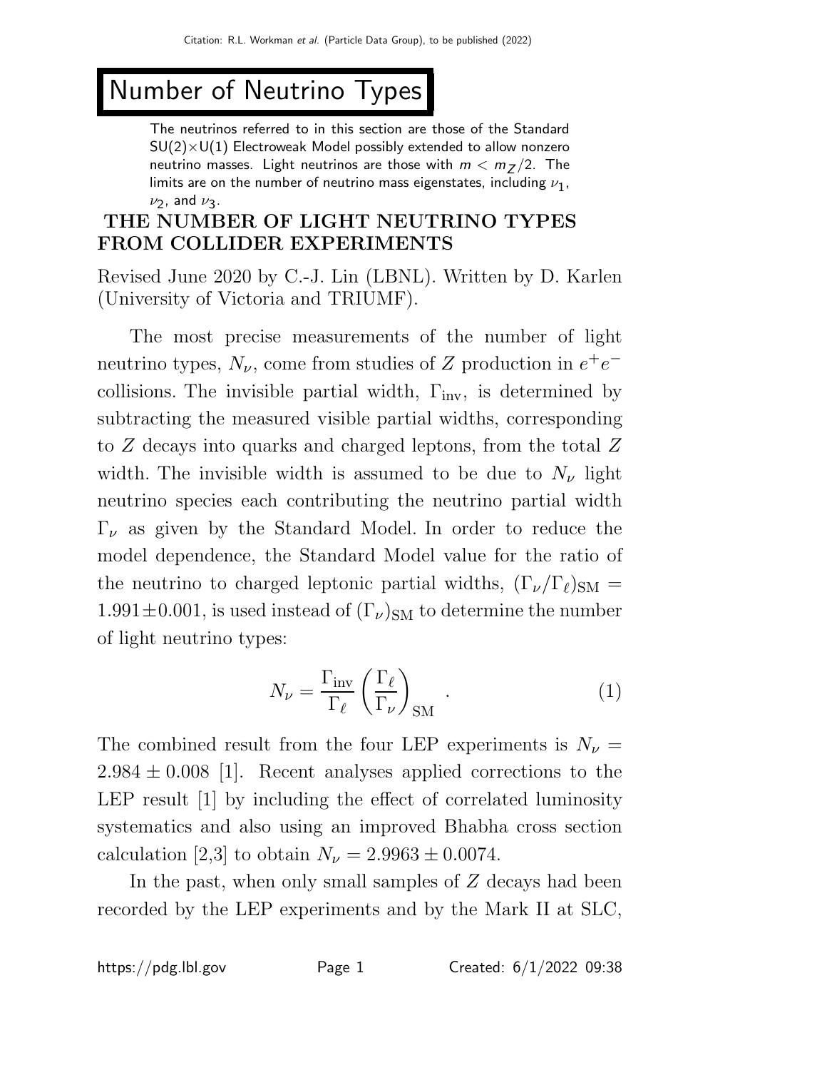# Number of Neutrino Types

The neutrinos referred to in this section are those of the Standard SU(2)$\times$U(1) Electroweak Model possibly extended to allow nonzero neutrino masses. Light neutrinos are those with $m < m_Z/2$. The limits are on the number of neutrino mass eigenstates, including $\nu_1$, $\nu_2$, and $\nu_3$.

## THE NUMBER OF LIGHT NEUTRINO TYPES FROM COLLIDER EXPERIMENTS

Revised June 2020 by C.-J. Lin (LBNL). Written by D. Karlen (University of Victoria and TRIUMF).

The most precise measurements of the number of light neutrino types, $N_\nu$, come from studies of $Z$ production in $e^+e^-$ collisions. The invisible partial width, $\Gamma_{\rm inv}$, is determined by subtracting the measured visible partial widths, corresponding to $Z$ decays into quarks and charged leptons, from the total $Z$ width. The invisible width is assumed to be due to $N_\nu$ light neutrino species each contributing the neutrino partial width $\Gamma_\nu$ as given by the Standard Model. In order to reduce the model dependence, the Standard Model value for the ratio of the neutrino to charged leptonic partial widths, $(\Gamma_\nu/\Gamma_\ell)_{\rm SM} = 1.991 \pm 0.001$, is used instead of $(\Gamma_\nu)_{\rm SM}$ to determine the number of light neutrino types:

$$N_\nu = \frac{\Gamma_{\rm inv}}{\Gamma_\ell}\left(\frac{\Gamma_\ell}{\Gamma_\nu}\right)_{\rm SM} \quad . \tag{1}$$

The combined result from the four LEP experiments is $N_\nu = 2.984 \pm 0.008$ [1]. Recent analyses applied corrections to the LEP result [1] by including the effect of correlated luminosity systematics and also using an improved Bhabha cross section calculation [2,3] to obtain $N_\nu = 2.9963 \pm 0.0074$.

In the past, when only small samples of $Z$ decays had been recorded by the LEP experiments and by the Mark II at SLC,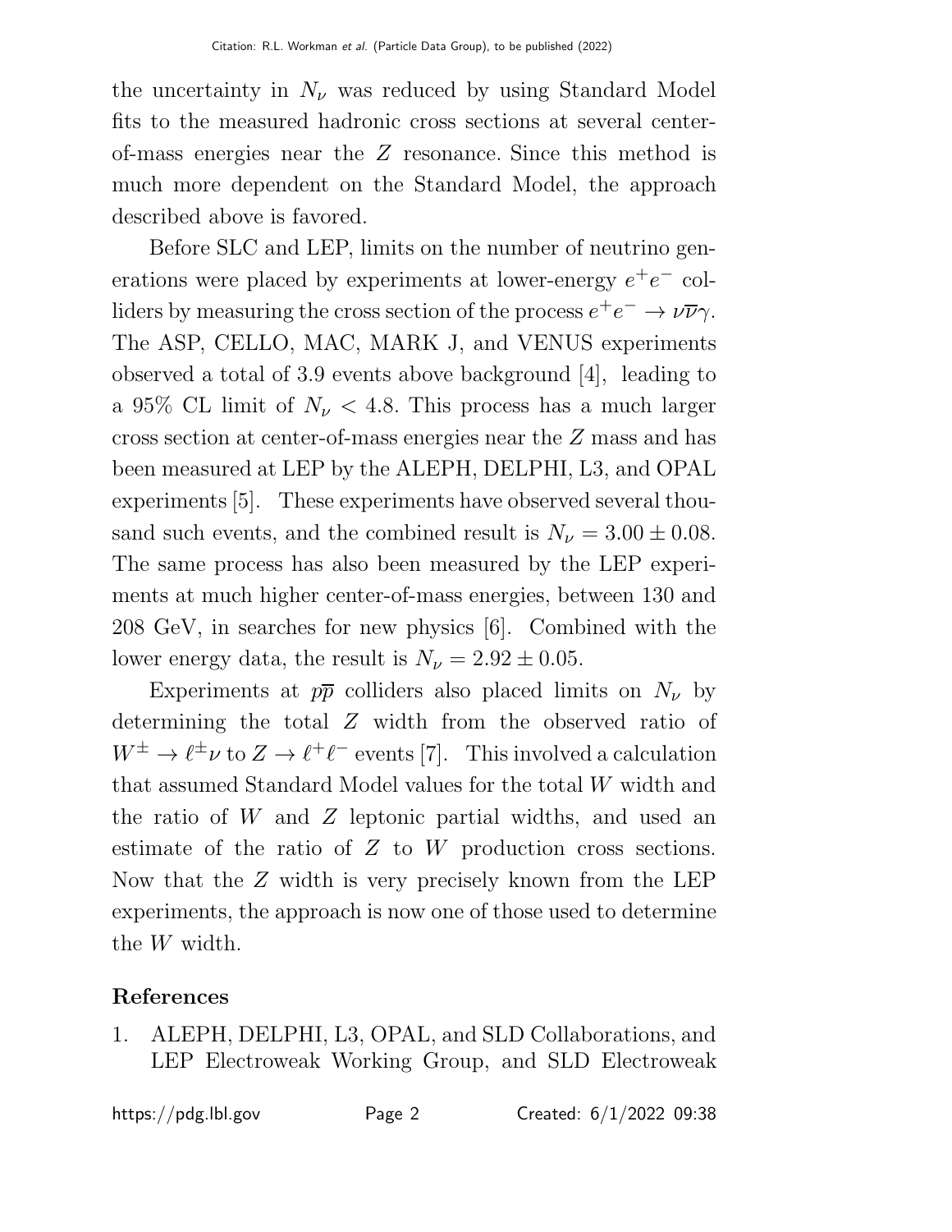the uncertainty in $N_\nu$ was reduced by using Standard Model fits to the measured hadronic cross sections at several center-of-mass energies near the $Z$ resonance. Since this method is much more dependent on the Standard Model, the approach described above is favored.

Before SLC and LEP, limits on the number of neutrino generations were placed by experiments at lower-energy $e^+e^-$ colliders by measuring the cross section of the process $e^+e^- \to \nu\overline{\nu}\gamma$. The ASP, CELLO, MAC, MARK J, and VENUS experiments observed a total of 3.9 events above background [4], leading to a 95% CL limit of $N_\nu < 4.8$. This process has a much larger cross section at center-of-mass energies near the $Z$ mass and has been measured at LEP by the ALEPH, DELPHI, L3, and OPAL experiments [5]. These experiments have observed several thousand such events, and the combined result is $N_\nu = 3.00 \pm 0.08$. The same process has also been measured by the LEP experiments at much higher center-of-mass energies, between 130 and 208 GeV, in searches for new physics [6]. Combined with the lower energy data, the result is $N_\nu = 2.92 \pm 0.05$.

Experiments at $p\overline{p}$ colliders also placed limits on $N_\nu$ by determining the total $Z$ width from the observed ratio of $W^\pm \to \ell^\pm\nu$ to $Z \to \ell^+\ell^-$ events [7]. This involved a calculation that assumed Standard Model values for the total $W$ width and the ratio of $W$ and $Z$ leptonic partial widths, and used an estimate of the ratio of $Z$ to $W$ production cross sections. Now that the $Z$ width is very precisely known from the LEP experiments, the approach is now one of those used to determine the $W$ width.

## References

1. ALEPH, DELPHI, L3, OPAL, and SLD Collaborations, and LEP Electroweak Working Group, and SLD Electroweak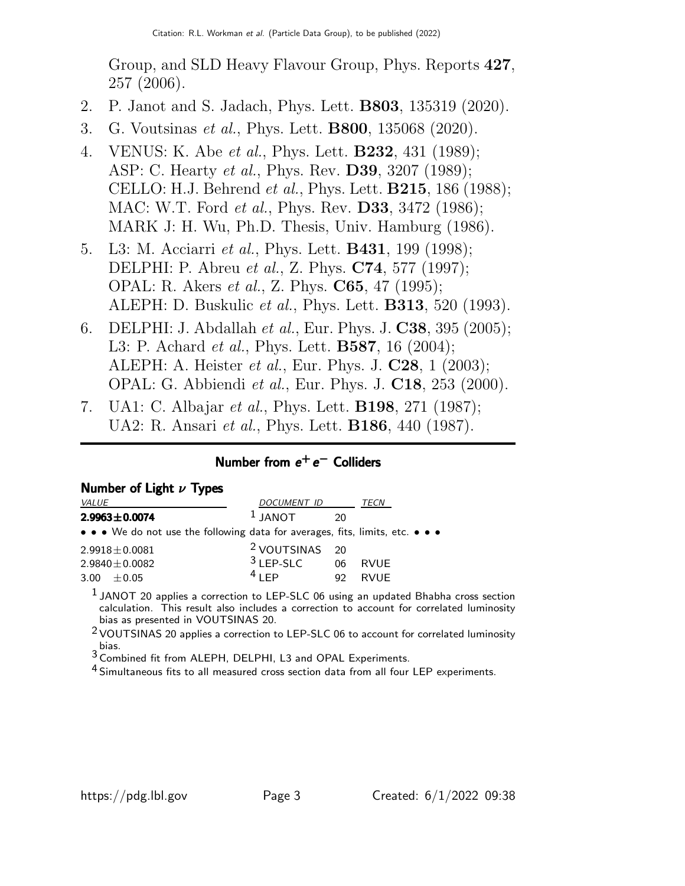Group, and SLD Heavy Flavour Group, Phys. Reports **427**, 257 (2006).

2. P. Janot and S. Jadach, Phys. Lett. **B803**, 135319 (2020).
3. G. Voutsinas *et al.*, Phys. Lett. **B800**, 135068 (2020).
4. VENUS: K. Abe *et al.*, Phys. Lett. **B232**, 431 (1989); ASP: C. Hearty *et al.*, Phys. Rev. **D39**, 3207 (1989); CELLO: H.J. Behrend *et al.*, Phys. Lett. **B215**, 186 (1988); MAC: W.T. Ford *et al.*, Phys. Rev. **D33**, 3472 (1986); MARK J: H. Wu, Ph.D. Thesis, Univ. Hamburg (1986).
5. L3: M. Acciarri *et al.*, Phys. Lett. **B431**, 199 (1998); DELPHI: P. Abreu *et al.*, Z. Phys. **C74**, 577 (1997); OPAL: R. Akers *et al.*, Z. Phys. **C65**, 47 (1995); ALEPH: D. Buskulic *et al.*, Phys. Lett. **B313**, 520 (1993).
6. DELPHI: J. Abdallah *et al.*, Eur. Phys. J. **C38**, 395 (2005); L3: P. Achard *et al.*, Phys. Lett. **B587**, 16 (2004); ALEPH: A. Heister *et al.*, Eur. Phys. J. **C28**, 1 (2003); OPAL: G. Abbiendi *et al.*, Eur. Phys. J. **C18**, 253 (2000).
7. UA1: C. Albajar *et al.*, Phys. Lett. **B198**, 271 (1987); UA2: R. Ansari *et al.*, Phys. Lett. **B186**, 440 (1987).

## Number from $e^+e^-$ Colliders

### Number of Light $\nu$ Types

| *VALUE* | *DOCUMENT ID* | | *TECN* |
|---|---|---|---|
| **2.9963±0.0074** | [1] JANOT | 20 | |
| • • • We do not use the following data for averages, fits, limits, etc. • • • | | | |
| 2.9918±0.0081 | [2] VOUTSINAS | 20 | |
| 2.9840±0.0082 | [3] LEP-SLC | 06 | RVUE |
| 3.00 ±0.05 | [4] LEP | 92 | RVUE |

[1] JANOT 20 applies a correction to LEP-SLC 06 using an updated Bhabha cross section calculation. This result also includes a correction to account for correlated luminosity bias as presented in VOUTSINAS 20.

[2] VOUTSINAS 20 applies a correction to LEP-SLC 06 to account for correlated luminosity bias.

[3] Combined fit from ALEPH, DELPHI, L3 and OPAL Experiments.

[4] Simultaneous fits to all measured cross section data from all four LEP experiments.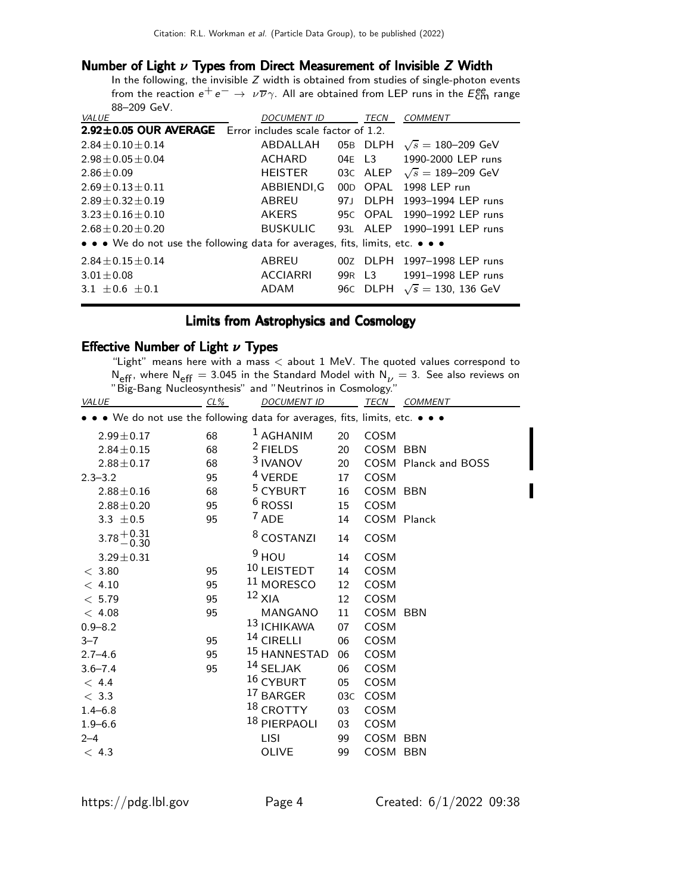### Number of Light $\nu$ Types from Direct Measurement of Invisible $Z$ Width

In the following, the invisible $Z$ width is obtained from studies of single-photon events from the reaction $e^+ e^- \rightarrow \nu\overline{\nu}\gamma$. All are obtained from LEP runs in the $E^{ee}_{\text{cm}}$ range 88–209 GeV.

| VALUE | DOCUMENT ID | | TECN | COMMENT |
|---|---|---|---|---|
| **2.92±0.05 OUR AVERAGE** | Error includes scale factor of 1.2. | | | |
| 2.84±0.10±0.14 | ABDALLAH | 05B | DLPH | $\sqrt{s}$ = 180–209 GeV |
| 2.98±0.05±0.04 | ACHARD | 04E | L3 | 1990-2000 LEP runs |
| 2.86±0.09 | HEISTER | 03C | ALEP | $\sqrt{s}$ = 189–209 GeV |
| 2.69±0.13±0.11 | ABBIENDI,G | 00D | OPAL | 1998 LEP run |
| 2.89±0.32±0.19 | ABREU | 97J | DLPH | 1993–1994 LEP runs |
| 3.23±0.16±0.10 | AKERS | 95C | OPAL | 1990–1992 LEP runs |
| 2.68±0.20±0.20 | BUSKULIC | 93L | ALEP | 1990–1991 LEP runs |
| • • • We do not use the following data for averages, fits, limits, etc. • • • | | | | |
| 2.84±0.15±0.14 | ABREU | 00Z | DLPH | 1997–1998 LEP runs |
| 3.01±0.08 | ACCIARRI | 99R | L3 | 1991–1998 LEP runs |
| 3.1 ±0.6 ±0.1 | ADAM | 96C | DLPH | $\sqrt{s}$ = 130, 136 GeV |

## Limits from Astrophysics and Cosmology

### Effective Number of Light $\nu$ Types

"Light" means here with a mass < about 1 MeV. The quoted values correspond to $N_{\text{eff}}$, where $N_{\text{eff}}$ = 3.045 in the Standard Model with $N_\nu$ = 3. See also reviews on "Big-Bang Nucleosynthesis" and "Neutrinos in Cosmology."

| VALUE | CL% | DOCUMENT ID | | TECN | COMMENT |
|---|---|---|---|---|---|
| • • • We do not use the following data for averages, fits, limits, etc. • • • | | | | | |
| 2.99±0.17 | 68 | [1] AGHANIM | 20 | COSM | |
| 2.84±0.15 | 68 | [2] FIELDS | 20 | COSM | BBN |
| 2.88±0.17 | 68 | [3] IVANOV | 20 | COSM | Planck and BOSS |
| 2.3–3.2 | 95 | [4] VERDE | 17 | COSM | |
| 2.88±0.16 | 68 | [5] CYBURT | 16 | COSM | BBN |
| 2.88±0.20 | 95 | [6] ROSSI | 15 | COSM | |
| 3.3 ±0.5 | 95 | [7] ADE | 14 | COSM | Planck |
| $3.78^{+0.31}_{-0.30}$ | | [8] COSTANZI | 14 | COSM | |
| 3.29±0.31 | | [9] HOU | 14 | COSM | |
| < 3.80 | 95 | [10] LEISTEDT | 14 | COSM | |
| < 4.10 | 95 | [11] MORESCO | 12 | COSM | |
| < 5.79 | 95 | [12] XIA | 12 | COSM | |
| < 4.08 | 95 | MANGANO | 11 | COSM | BBN |
| 0.9–8.2 | | [13] ICHIKAWA | 07 | COSM | |
| 3–7 | 95 | [14] CIRELLI | 06 | COSM | |
| 2.7–4.6 | 95 | [15] HANNESTAD | 06 | COSM | |
| 3.6–7.4 | 95 | [14] SELJAK | 06 | COSM | |
| < 4.4 | | [16] CYBURT | 05 | COSM | |
| < 3.3 | | [17] BARGER | 03C | COSM | |
| 1.4–6.8 | | [18] CROTTY | 03 | COSM | |
| 1.9–6.6 | | [18] PIERPAOLI | 03 | COSM | |
| 2–4 | | LISI | 99 | COSM | BBN |
| < 4.3 | | OLIVE | 99 | COSM | BBN |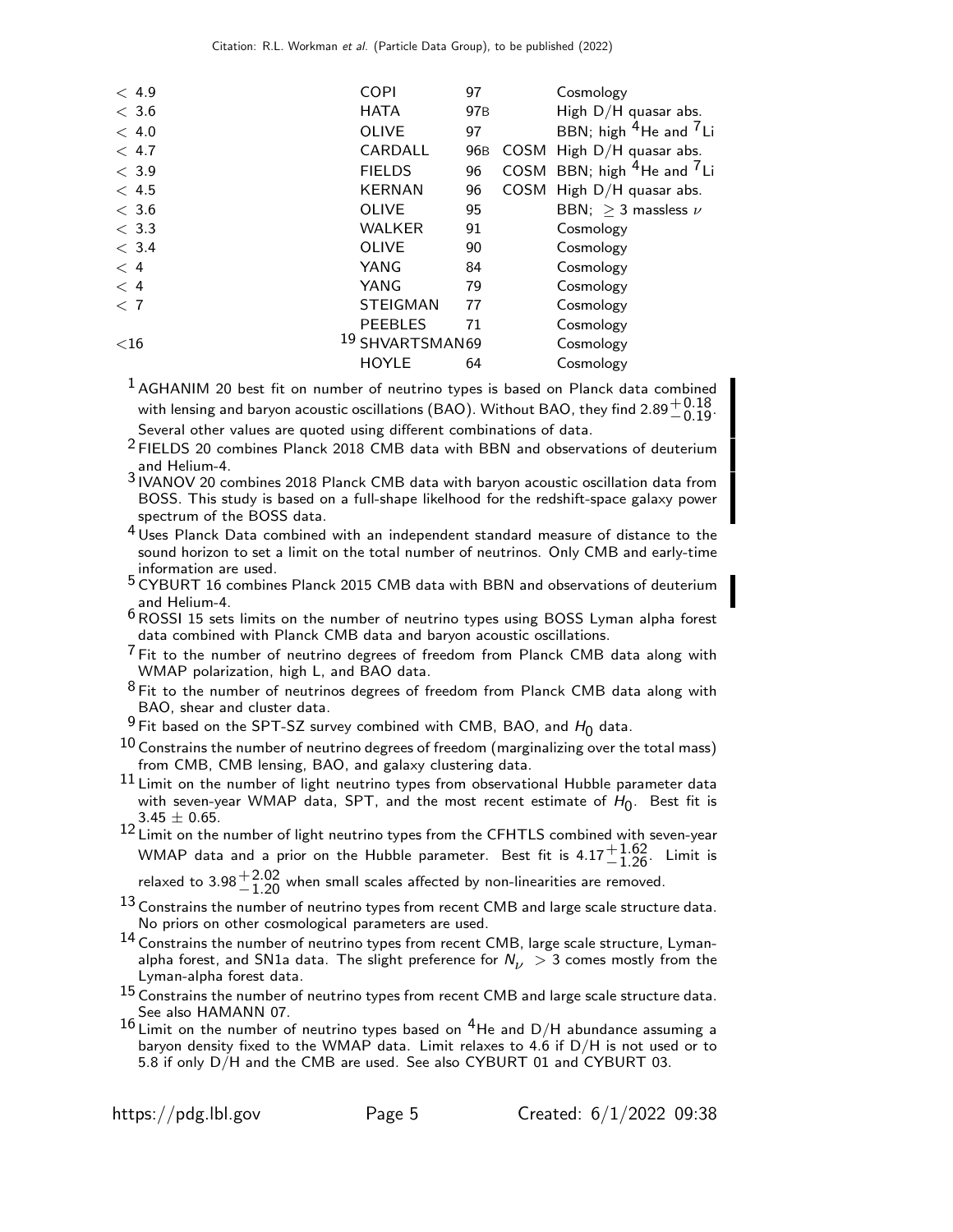| | | | | |
|---|---|---|---|---|
| < 4.9 | COPI | 97 | | Cosmology |
| < 3.6 | HATA | 97B | | High D/H quasar abs. |
| < 4.0 | OLIVE | 97 | | BBN; high $^4$He and $^7$Li |
| < 4.7 | CARDALL | 96B | COSM | High D/H quasar abs. |
| < 3.9 | FIELDS | 96 | COSM | BBN; high $^4$He and $^7$Li |
| < 4.5 | KERNAN | 96 | COSM | High D/H quasar abs. |
| < 3.6 | OLIVE | 95 | | BBN; $\geq 3$ massless $\nu$ |
| < 3.3 | WALKER | 91 | | Cosmology |
| < 3.4 | OLIVE | 90 | | Cosmology |
| < 4 | YANG | 84 | | Cosmology |
| < 4 | YANG | 79 | | Cosmology |
| < 7 | STEIGMAN | 77 | | Cosmology |
| | PEEBLES | 71 | | Cosmology |
| <16 | [19] SHVARTSMAN | 69 | | Cosmology |
| | HOYLE | 64 | | Cosmology |

[1] AGHANIM 20 best fit on number of neutrino types is based on Planck data combined with lensing and baryon acoustic oscillations (BAO). Without BAO, they find $2.89^{+0.18}_{-0.19}$. Several other values are quoted using different combinations of data.

[2] FIELDS 20 combines Planck 2018 CMB data with BBN and observations of deuterium and Helium-4.

[3] IVANOV 20 combines 2018 Planck CMB data with baryon acoustic oscillation data from BOSS. This study is based on a full-shape likelihood for the redshift-space galaxy power spectrum of the BOSS data.

[4] Uses Planck Data combined with an independent standard measure of distance to the sound horizon to set a limit on the total number of neutrinos. Only CMB and early-time information are used.

[5] CYBURT 16 combines Planck 2015 CMB data with BBN and observations of deuterium and Helium-4.

[6] ROSSI 15 sets limits on the number of neutrino types using BOSS Lyman alpha forest data combined with Planck CMB data and baryon acoustic oscillations.

[7] Fit to the number of neutrino degrees of freedom from Planck CMB data along with WMAP polarization, high L, and BAO data.

[8] Fit to the number of neutrinos degrees of freedom from Planck CMB data along with BAO, shear and cluster data.

[9] Fit based on the SPT-SZ survey combined with CMB, BAO, and $H_0$ data.

[10] Constrains the number of neutrino degrees of freedom (marginalizing over the total mass) from CMB, CMB lensing, BAO, and galaxy clustering data.

[11] Limit on the number of light neutrino types from observational Hubble parameter data with seven-year WMAP data, SPT, and the most recent estimate of $H_0$. Best fit is $3.45 \pm 0.65$.

[12] Limit on the number of light neutrino types from the CFHTLS combined with seven-year WMAP data and a prior on the Hubble parameter. Best fit is $4.17^{+1.62}_{-1.26}$. Limit is relaxed to $3.98^{+2.02}_{-1.20}$ when small scales affected by non-linearities are removed.

[13] Constrains the number of neutrino types from recent CMB and large scale structure data. No priors on other cosmological parameters are used.

[14] Constrains the number of neutrino types from recent CMB, large scale structure, Lyman-alpha forest, and SN1a data. The slight preference for $N_\nu > 3$ comes mostly from the Lyman-alpha forest data.

[15] Constrains the number of neutrino types from recent CMB and large scale structure data. See also HAMANN 07.

[16] Limit on the number of neutrino types based on $^4$He and D/H abundance assuming a baryon density fixed to the WMAP data. Limit relaxes to 4.6 if D/H is not used or to 5.8 if only D/H and the CMB are used. See also CYBURT 01 and CYBURT 03.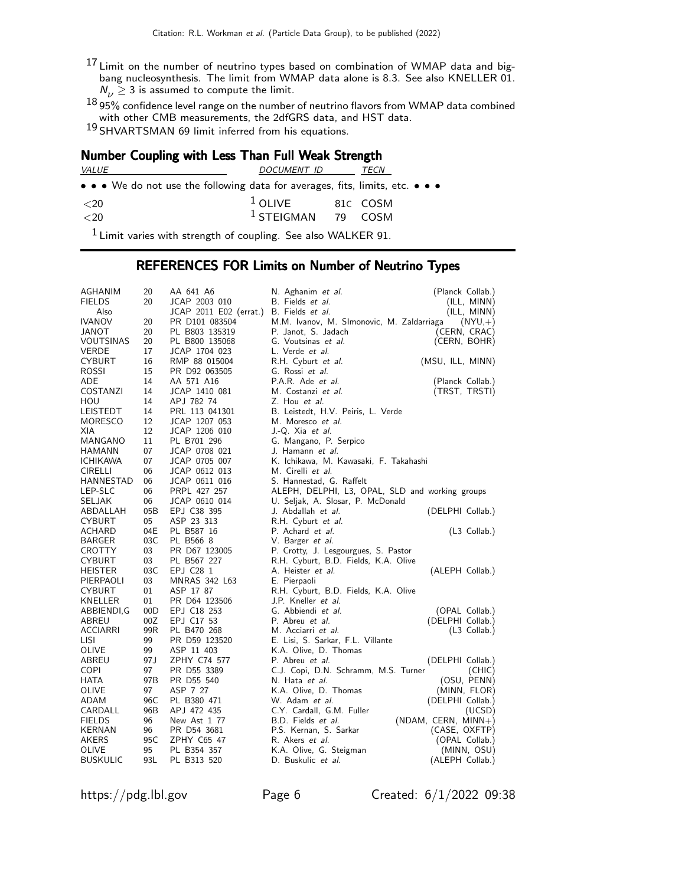[17] Limit on the number of neutrino types based on combination of WMAP data and big-bang nucleosynthesis. The limit from WMAP data alone is 8.3. See also KNELLER 01. $N_\nu \geq 3$ is assumed to compute the limit.

[18] 95% confidence level range on the number of neutrino flavors from WMAP data combined with other CMB measurements, the 2dfGRS data, and HST data.

[19] SHVARTSMAN 69 limit inferred from his equations.

## Number Coupling with Less Than Full Weak Strength

| VALUE | DOCUMENT ID | | TECN |
|---|---|---|---|
| • • • We do not use the following data for averages, fits, limits, etc. • • • | | | |
| <20 | [1] OLIVE | 81C | COSM |
| <20 | [1] STEIGMAN | 79 | COSM |

[1] Limit varies with strength of coupling. See also WALKER 91.

## REFERENCES FOR Limits on Number of Neutrino Types

| | | | | |
|---|---|---|---|---|
| AGHANIM | 20 | AA 641 A6 | N. Aghanim *et al.* | (Planck Collab.) |
| FIELDS | 20 | JCAP 2003 010 | B. Fields *et al.* | (ILL, MINN) |
| Also | | JCAP 2011 E02 (errat.) | B. Fields *et al.* | (ILL, MINN) |
| IVANOV | 20 | PR D101 083504 | M.M. Ivanov, M. SImonovic, M. Zaldarriaga | (NYU,+) |
| JANOT | 20 | PL B803 135319 | P. Janot, S. Jadach | (CERN, CRAC) |
| VOUTSINAS | 20 | PL B800 135068 | G. Voutsinas *et al.* | (CERN, BOHR) |
| VERDE | 17 | JCAP 1704 023 | L. Verde *et al.* | |
| CYBURT | 16 | RMP 88 015004 | R.H. Cyburt *et al.* | (MSU, ILL, MINN) |
| ROSSI | 15 | PR D92 063505 | G. Rossi *et al.* | |
| ADE | 14 | AA 571 A16 | P.A.R. Ade *et al.* | (Planck Collab.) |
| COSTANZI | 14 | JCAP 1410 081 | M. Costanzi *et al.* | (TRST, TRSTI) |
| HOU | 14 | APJ 782 74 | Z. Hou *et al.* | |
| LEISTEDT | 14 | PRL 113 041301 | B. Leistedt, H.V. Peiris, L. Verde | |
| MORESCO | 12 | JCAP 1207 053 | M. Moresco *et al.* | |
| XIA | 12 | JCAP 1206 010 | J.-Q. Xia *et al.* | |
| MANGANO | 11 | PL B701 296 | G. Mangano, P. Serpico | |
| HAMANN | 07 | JCAP 0708 021 | J. Hamann *et al.* | |
| ICHIKAWA | 07 | JCAP 0705 007 | K. Ichikawa, M. Kawasaki, F. Takahashi | |
| CIRELLI | 06 | JCAP 0612 013 | M. Cirelli *et al.* | |
| HANNESTAD | 06 | JCAP 0611 016 | S. Hannestad, G. Raffelt | |
| LEP-SLC | 06 | PRPL 427 257 | ALEPH, DELPHI, L3, OPAL, SLD and working groups | |
| SELJAK | 06 | JCAP 0610 014 | U. Seljak, A. Slosar, P. McDonald | |
| ABDALLAH | 05B | EPJ C38 395 | J. Abdallah *et al.* | (DELPHI Collab.) |
| CYBURT | 05 | ASP 23 313 | R.H. Cyburt *et al.* | |
| ACHARD | 04E | PL B587 16 | P. Achard *et al.* | (L3 Collab.) |
| BARGER | 03C | PL B566 8 | V. Barger *et al.* | |
| CROTTY | 03 | PR D67 123005 | P. Crotty, J. Lesgourgues, S. Pastor | |
| CYBURT | 03 | PL B567 227 | R.H. Cyburt, B.D. Fields, K.A. Olive | |
| HEISTER | 03C | EPJ C28 1 | A. Heister *et al.* | (ALEPH Collab.) |
| PIERPAOLI | 03 | MNRAS 342 L63 | E. Pierpaoli | |
| CYBURT | 01 | ASP 17 87 | R.H. Cyburt, B.D. Fields, K.A. Olive | |
| KNELLER | 01 | PR D64 123506 | J.P. Kneller *et al.* | |
| ABBIENDI,G | 00D | EPJ C18 253 | G. Abbiendi *et al.* | (OPAL Collab.) |
| ABREU | 00Z | EPJ C17 53 | P. Abreu *et al.* | (DELPHI Collab.) |
| ACCIARRI | 99R | PL B470 268 | M. Acciarri *et al.* | (L3 Collab.) |
| LISI | 99 | PR D59 123520 | E. Lisi, S. Sarkar, F.L. Villante | |
| OLIVE | 99 | ASP 11 403 | K.A. Olive, D. Thomas | |
| ABREU | 97J | ZPHY C74 577 | P. Abreu *et al.* | (DELPHI Collab.) |
| COPI | 97 | PR D55 3389 | C.J. Copi, D.N. Schramm, M.S. Turner | (CHIC) |
| HATA | 97B | PR D55 540 | N. Hata *et al.* | (OSU, PENN) |
| OLIVE | 97 | ASP 7 27 | K.A. Olive, D. Thomas | (MINN, FLOR) |
| ADAM | 96C | PL B380 471 | W. Adam *et al.* | (DELPHI Collab.) |
| CARDALL | 96B | APJ 472 435 | C.Y. Cardall, G.M. Fuller | (UCSD) |
| FIELDS | 96 | New Ast 1 77 | B.D. Fields *et al.* | (NDAM, CERN, MINN+) |
| KERNAN | 96 | PR D54 3681 | P.S. Kernan, S. Sarkar | (CASE, OXFTP) |
| AKERS | 95C | ZPHY C65 47 | R. Akers *et al.* | (OPAL Collab.) |
| OLIVE | 95 | PL B354 357 | K.A. Olive, G. Steigman | (MINN, OSU) |
| BUSKULIC | 93L | PL B313 520 | D. Buskulic *et al.* | (ALEPH Collab.) |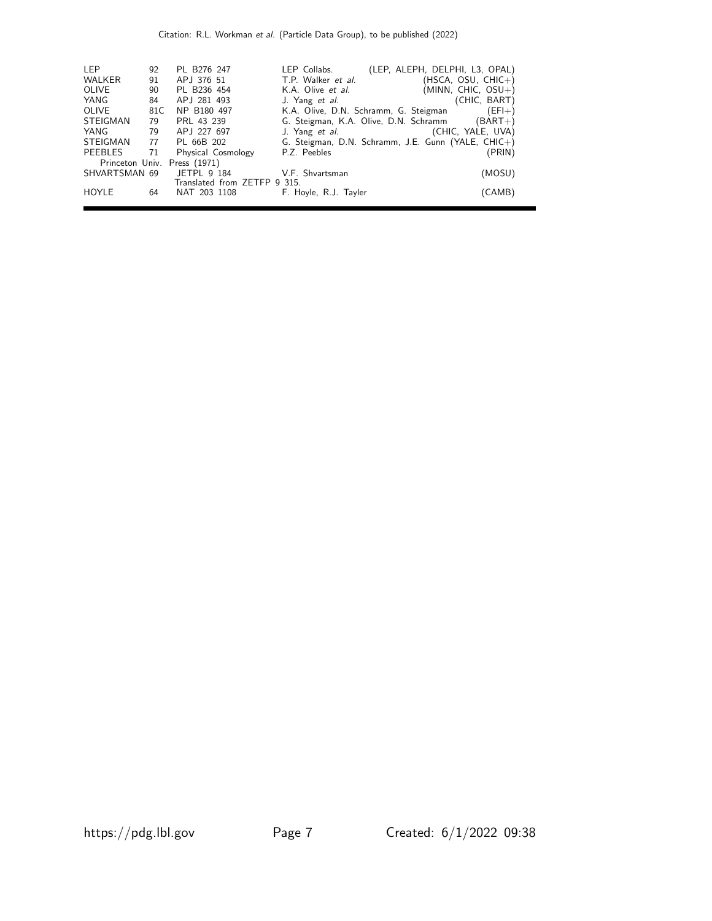| | | | | |
|---|---|---|---|---|
| LEP | 92 | PL B276 247 | LEP Collabs. | (LEP, ALEPH, DELPHI, L3, OPAL) |
| WALKER | 91 | APJ 376 51 | T.P. Walker *et al.* | (HSCA, OSU, CHIC+) |
| OLIVE | 90 | PL B236 454 | K.A. Olive *et al.* | (MINN, CHIC, OSU+) |
| YANG | 84 | APJ 281 493 | J. Yang *et al.* | (CHIC, BART) |
| OLIVE | 81C | NP B180 497 | K.A. Olive, D.N. Schramm, G. Steigman | (EFI+) |
| STEIGMAN | 79 | PRL 43 239 | G. Steigman, K.A. Olive, D.N. Schramm | (BART+) |
| YANG | 79 | APJ 227 697 | J. Yang *et al.* | (CHIC, YALE, UVA) |
| STEIGMAN | 77 | PL 66B 202 | G. Steigman, D.N. Schramm, J.E. Gunn | (YALE, CHIC+) |
| PEEBLES | 71 | Physical Cosmology | P.Z. Peebles | (PRIN) |
| Princeton Univ. Press (1971) | | | | |
| SHVARTSMAN | 69 | JETPL 9 184 | V.F. Shvartsman | (MOSU) |
| | | Translated from ZETFP 9 315. | | |
| HOYLE | 64 | NAT 203 1108 | F. Hoyle, R.J. Tayler | (CAMB) |